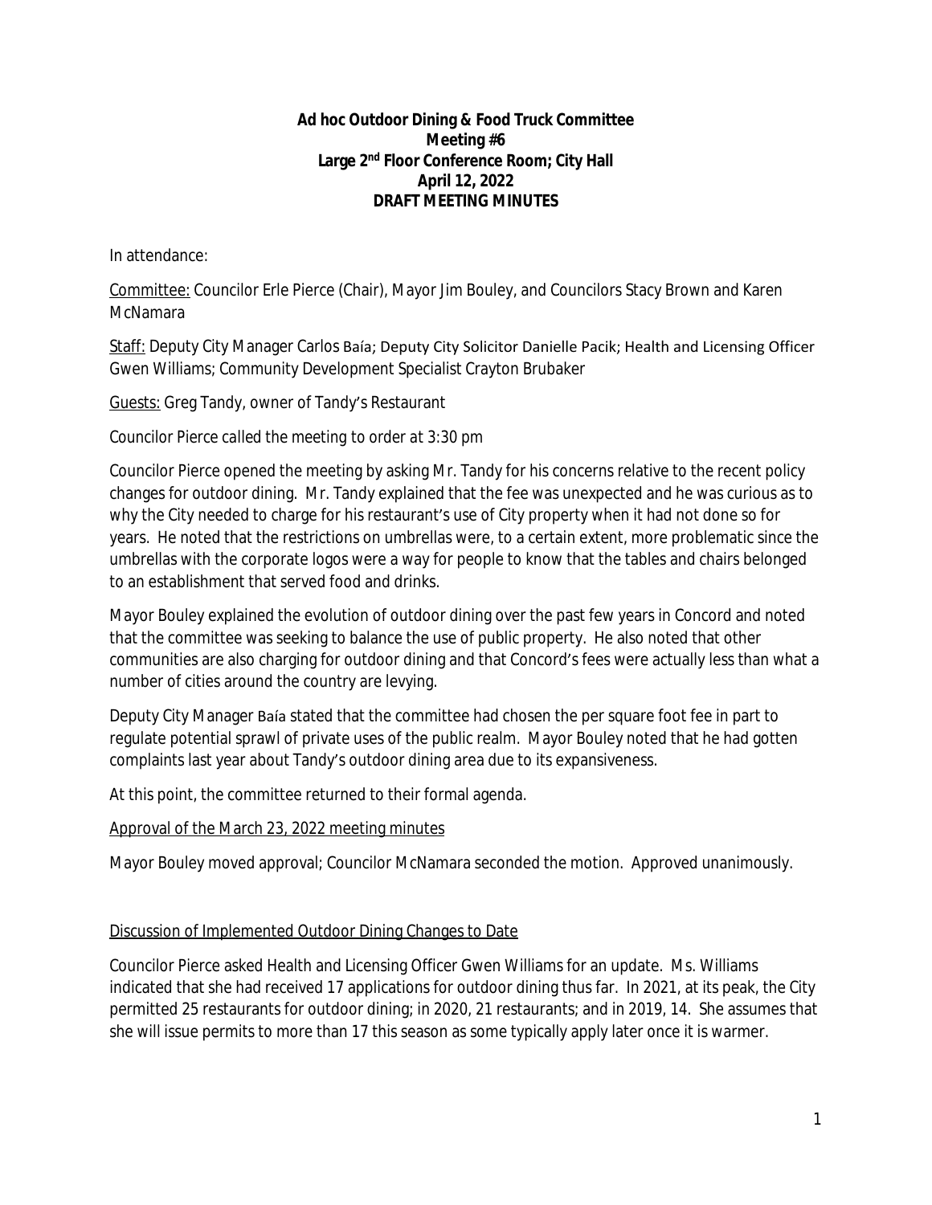**Ad hoc Outdoor Dining & Food Truck Committee**
**Meeting #6**
**Large 2nd Floor Conference Room; City Hall**
**April 12, 2022**
**DRAFT MEETING MINUTES**

In attendance:

Committee: Councilor Erle Pierce (Chair), Mayor Jim Bouley, and Councilors Stacy Brown and Karen McNamara

Staff: Deputy City Manager Carlos Baía; Deputy City Solicitor Danielle Pacik; Health and Licensing Officer Gwen Williams; Community Development Specialist Crayton Brubaker

Guests: Greg Tandy, owner of Tandy's Restaurant

Councilor Pierce called the meeting to order at 3:30 pm

Councilor Pierce opened the meeting by asking Mr. Tandy for his concerns relative to the recent policy changes for outdoor dining. Mr. Tandy explained that the fee was unexpected and he was curious as to why the City needed to charge for his restaurant's use of City property when it had not done so for years. He noted that the restrictions on umbrellas were, to a certain extent, more problematic since the umbrellas with the corporate logos were a way for people to know that the tables and chairs belonged to an establishment that served food and drinks.

Mayor Bouley explained the evolution of outdoor dining over the past few years in Concord and noted that the committee was seeking to balance the use of public property. He also noted that other communities are also charging for outdoor dining and that Concord's fees were actually less than what a number of cities around the country are levying.

Deputy City Manager Baía stated that the committee had chosen the per square foot fee in part to regulate potential sprawl of private uses of the public realm. Mayor Bouley noted that he had gotten complaints last year about Tandy's outdoor dining area due to its expansiveness.

At this point, the committee returned to their formal agenda.

Approval of the March 23, 2022 meeting minutes

Mayor Bouley moved approval; Councilor McNamara seconded the motion. Approved unanimously.

Discussion of Implemented Outdoor Dining Changes to Date

Councilor Pierce asked Health and Licensing Officer Gwen Williams for an update. Ms. Williams indicated that she had received 17 applications for outdoor dining thus far. In 2021, at its peak, the City permitted 25 restaurants for outdoor dining; in 2020, 21 restaurants; and in 2019, 14. She assumes that she will issue permits to more than 17 this season as some typically apply later once it is warmer.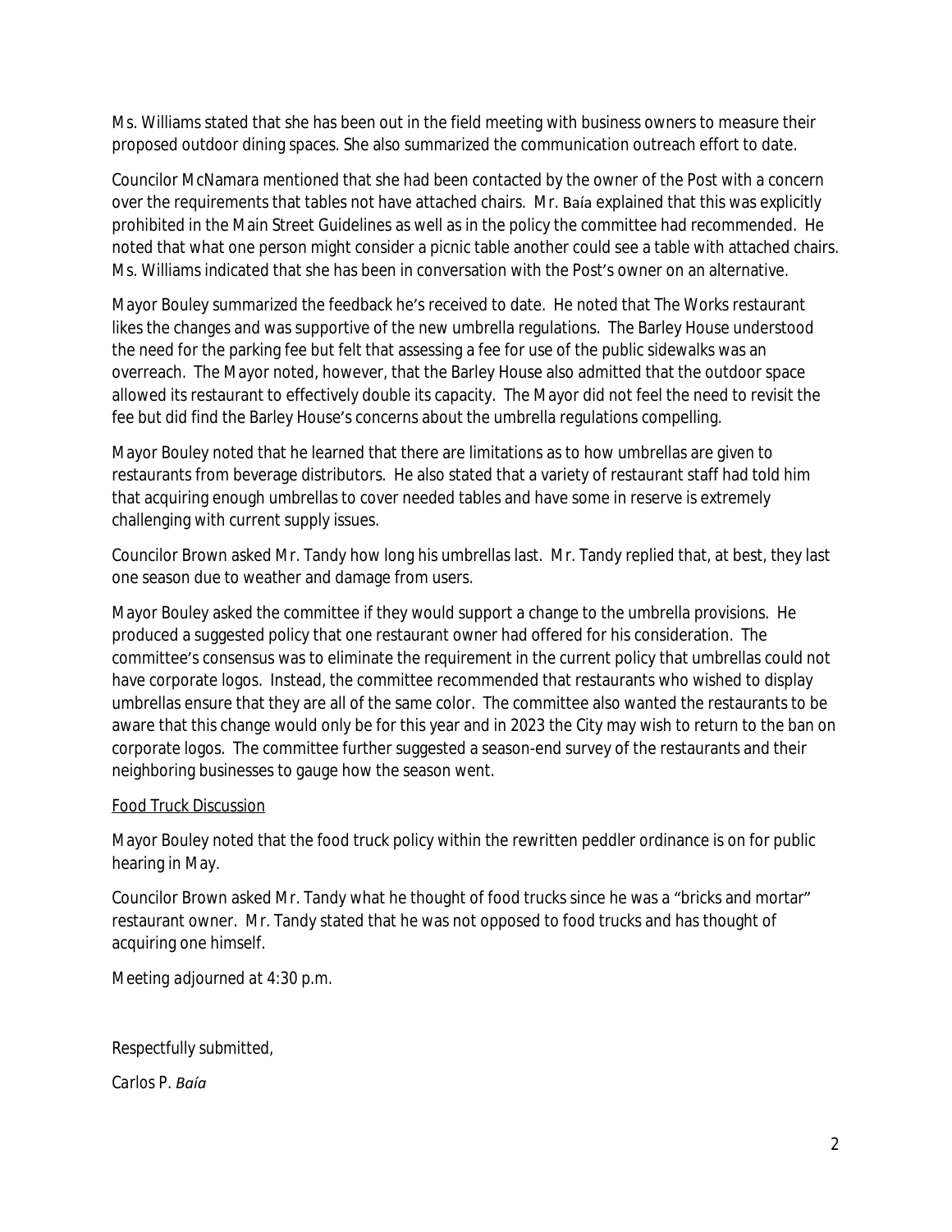Ms. Williams stated that she has been out in the field meeting with business owners to measure their proposed outdoor dining spaces. She also summarized the communication outreach effort to date.

Councilor McNamara mentioned that she had been contacted by the owner of the Post with a concern over the requirements that tables not have attached chairs. Mr. Baía explained that this was explicitly prohibited in the Main Street Guidelines as well as in the policy the committee had recommended. He noted that what one person might consider a picnic table another could see a table with attached chairs. Ms. Williams indicated that she has been in conversation with the Post's owner on an alternative.

Mayor Bouley summarized the feedback he's received to date. He noted that The Works restaurant likes the changes and was supportive of the new umbrella regulations. The Barley House understood the need for the parking fee but felt that assessing a fee for use of the public sidewalks was an overreach. The Mayor noted, however, that the Barley House also admitted that the outdoor space allowed its restaurant to effectively double its capacity. The Mayor did not feel the need to revisit the fee but did find the Barley House's concerns about the umbrella regulations compelling.

Mayor Bouley noted that he learned that there are limitations as to how umbrellas are given to restaurants from beverage distributors. He also stated that a variety of restaurant staff had told him that acquiring enough umbrellas to cover needed tables and have some in reserve is extremely challenging with current supply issues.

Councilor Brown asked Mr. Tandy how long his umbrellas last. Mr. Tandy replied that, at best, they last one season due to weather and damage from users.

Mayor Bouley asked the committee if they would support a change to the umbrella provisions. He produced a suggested policy that one restaurant owner had offered for his consideration. The committee's consensus was to eliminate the requirement in the current policy that umbrellas could not have corporate logos. Instead, the committee recommended that restaurants who wished to display umbrellas ensure that they are all of the same color. The committee also wanted the restaurants to be aware that this change would only be for this year and in 2023 the City may wish to return to the ban on corporate logos. The committee further suggested a season-end survey of the restaurants and their neighboring businesses to gauge how the season went.

Food Truck Discussion

Mayor Bouley noted that the food truck policy within the rewritten peddler ordinance is on for public hearing in May.

Councilor Brown asked Mr. Tandy what he thought of food trucks since he was a "bricks and mortar" restaurant owner. Mr. Tandy stated that he was not opposed to food trucks and has thought of acquiring one himself.

Meeting adjourned at 4:30 p.m.

Respectfully submitted,

Carlos P. *Baía*